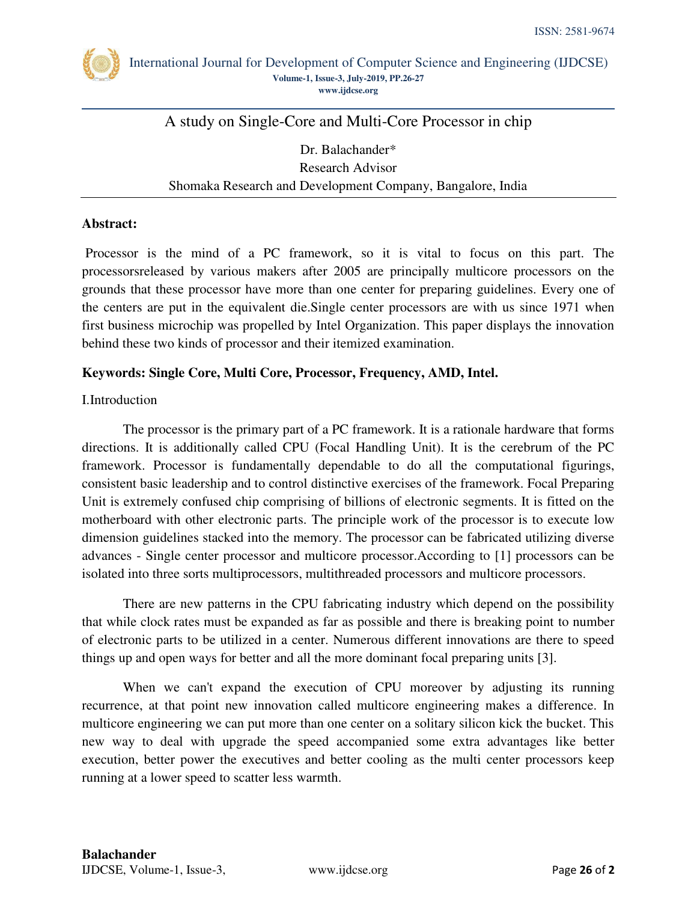# A study on Single-Core and Multi-Core Processor in chip

Dr. Balachander*
Research Advisor
Shomaka Research and Development Company, Bangalore, India

**Abstract:**

Processor is the mind of a PC framework, so it is vital to focus on this part. The processorsreleased by various makers after 2005 are principally multicore processors on the grounds that these processor have more than one center for preparing guidelines. Every one of the centers are put in the equivalent die.Single center processors are with us since 1971 when first business microchip was propelled by Intel Organization. This paper displays the innovation behind these two kinds of processor and their itemized examination.

**Keywords: Single Core, Multi Core, Processor, Frequency, AMD, Intel.**

I.Introduction

The processor is the primary part of a PC framework. It is a rationale hardware that forms directions. It is additionally called CPU (Focal Handling Unit). It is the cerebrum of the PC framework. Processor is fundamentally dependable to do all the computational figurings, consistent basic leadership and to control distinctive exercises of the framework. Focal Preparing Unit is extremely confused chip comprising of billions of electronic segments. It is fitted on the motherboard with other electronic parts. The principle work of the processor is to execute low dimension guidelines stacked into the memory. The processor can be fabricated utilizing diverse advances - Single center processor and multicore processor.According to [1] processors can be isolated into three sorts multiprocessors, multithreaded processors and multicore processors.

There are new patterns in the CPU fabricating industry which depend on the possibility that while clock rates must be expanded as far as possible and there is breaking point to number of electronic parts to be utilized in a center. Numerous different innovations are there to speed things up and open ways for better and all the more dominant focal preparing units [3].

When we can't expand the execution of CPU moreover by adjusting its running recurrence, at that point new innovation called multicore engineering makes a difference. In multicore engineering we can put more than one center on a solitary silicon kick the bucket. This new way to deal with upgrade the speed accompanied some extra advantages like better execution, better power the executives and better cooling as the multi center processors keep running at a lower speed to scatter less warmth.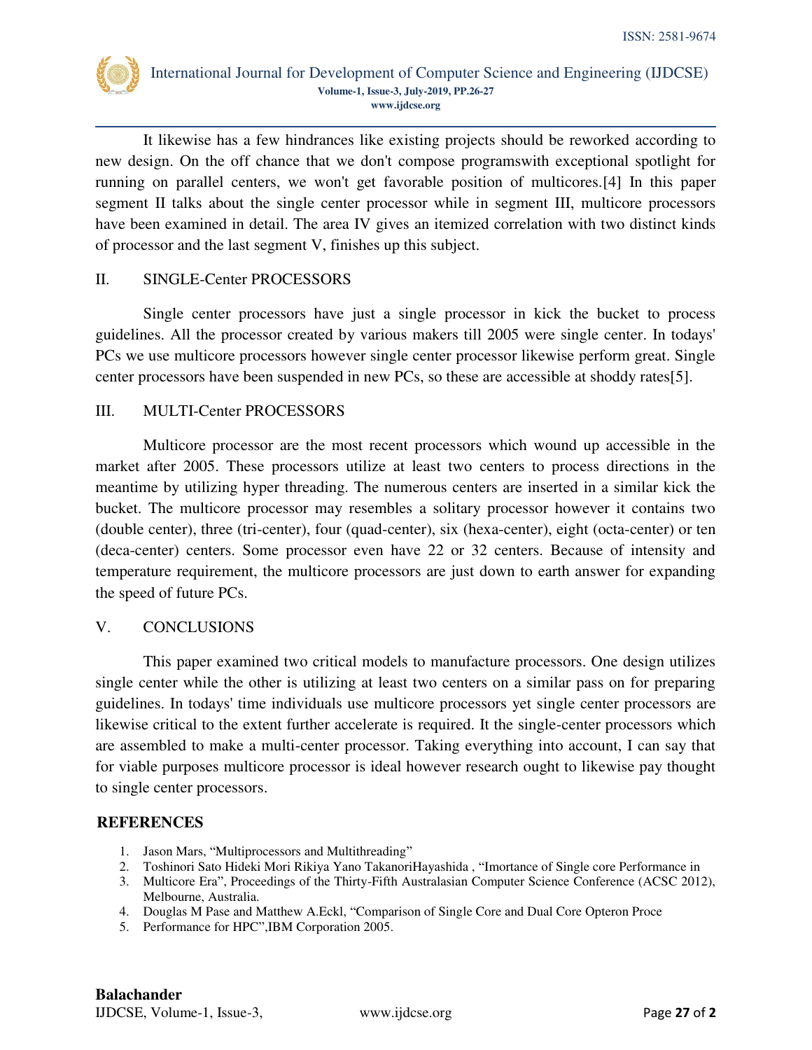It likewise has a few hindrances like existing projects should be reworked according to new design. On the off chance that we don't compose programswith exceptional spotlight for running on parallel centers, we won't get favorable position of multicores.[4] In this paper segment II talks about the single center processor while in segment III, multicore processors have been examined in detail. The area IV gives an itemized correlation with two distinct kinds of processor and the last segment V, finishes up this subject.

## II. SINGLE-Center PROCESSORS

Single center processors have just a single processor in kick the bucket to process guidelines. All the processor created by various makers till 2005 were single center. In todays' PCs we use multicore processors however single center processor likewise perform great. Single center processors have been suspended in new PCs, so these are accessible at shoddy rates[5].

## III. MULTI-Center PROCESSORS

Multicore processor are the most recent processors which wound up accessible in the market after 2005. These processors utilize at least two centers to process directions in the meantime by utilizing hyper threading. The numerous centers are inserted in a similar kick the bucket. The multicore processor may resembles a solitary processor however it contains two (double center), three (tri-center), four (quad-center), six (hexa-center), eight (octa-center) or ten (deca-center) centers. Some processor even have 22 or 32 centers. Because of intensity and temperature requirement, the multicore processors are just down to earth answer for expanding the speed of future PCs.

## V. CONCLUSIONS

This paper examined two critical models to manufacture processors. One design utilizes single center while the other is utilizing at least two centers on a similar pass on for preparing guidelines. In todays' time individuals use multicore processors yet single center processors are likewise critical to the extent further accelerate is required. It the single-center processors which are assembled to make a multi-center processor. Taking everything into account, I can say that for viable purposes multicore processor is ideal however research ought to likewise pay thought to single center processors.

## REFERENCES

1. Jason Mars, "Multiprocessors and Multithreading"
2. Toshinori Sato Hideki Mori Rikiya Yano TakanoriHayashida , "Imortance of Single core Performance in
3. Multicore Era", Proceedings of the Thirty-Fifth Australasian Computer Science Conference (ACSC 2012), Melbourne, Australia.
4. Douglas M Pase and Matthew A.Eckl, "Comparison of Single Core and Dual Core Opteron Proce
5. Performance for HPC",IBM Corporation 2005.